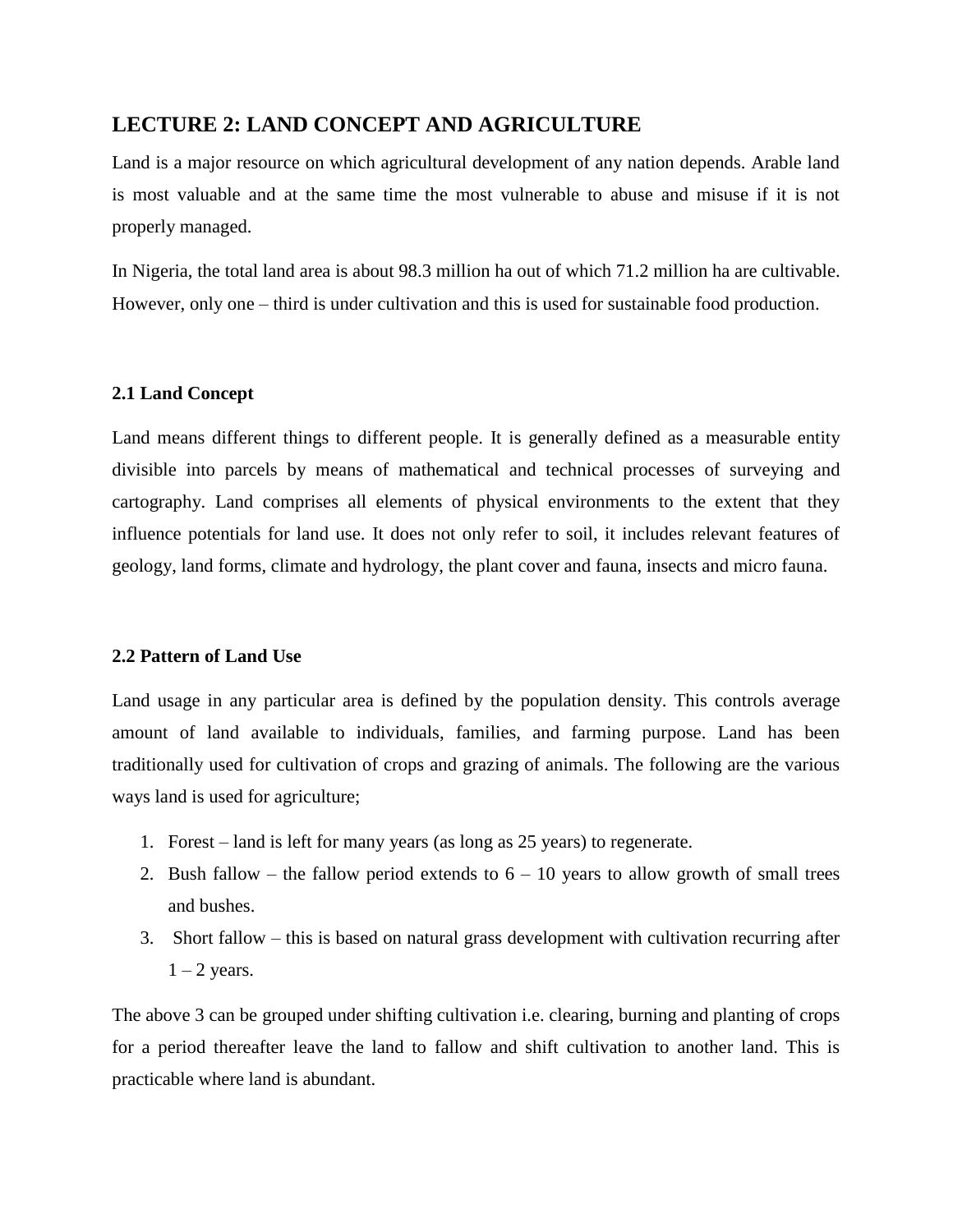## LECTURE 2: LAND CONCEPT AND AGRICULTURE

Land is a major resource on which agricultural development of any nation depends. Arable land is most valuable and at the same time the most vulnerable to abuse and misuse if it is not properly managed.

In Nigeria, the total land area is about 98.3 million ha out of which 71.2 million ha are cultivable. However, only one – third is under cultivation and this is used for sustainable food production.

### 2.1 Land Concept

Land means different things to different people. It is generally defined as a measurable entity divisible into parcels by means of mathematical and technical processes of surveying and cartography. Land comprises all elements of physical environments to the extent that they influence potentials for land use. It does not only refer to soil, it includes relevant features of geology, land forms, climate and hydrology, the plant cover and fauna, insects and micro fauna.

### 2.2 Pattern of Land Use

Land usage in any particular area is defined by the population density. This controls average amount of land available to individuals, families, and farming purpose. Land has been traditionally used for cultivation of crops and grazing of animals. The following are the various ways land is used for agriculture;

1. Forest – land is left for many years (as long as 25 years) to regenerate.
2. Bush fallow – the fallow period extends to 6 – 10 years to allow growth of small trees and bushes.
3. Short fallow – this is based on natural grass development with cultivation recurring after 1 – 2 years.

The above 3 can be grouped under shifting cultivation i.e. clearing, burning and planting of crops for a period thereafter leave the land to fallow and shift cultivation to another land. This is practicable where land is abundant.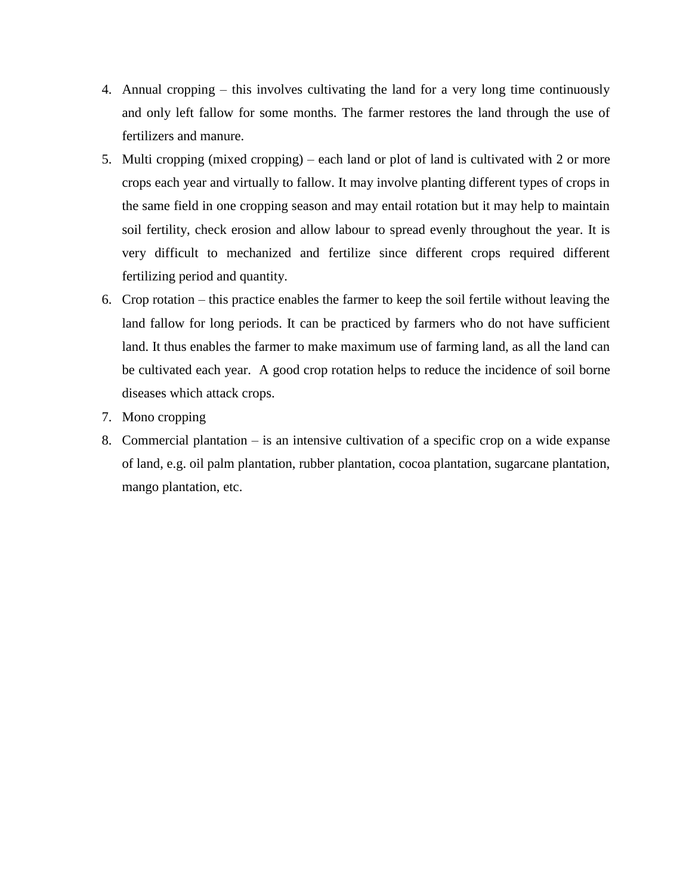4. Annual cropping – this involves cultivating the land for a very long time continuously and only left fallow for some months. The farmer restores the land through the use of fertilizers and manure.
5. Multi cropping (mixed cropping) – each land or plot of land is cultivated with 2 or more crops each year and virtually to fallow. It may involve planting different types of crops in the same field in one cropping season and may entail rotation but it may help to maintain soil fertility, check erosion and allow labour to spread evenly throughout the year. It is very difficult to mechanized and fertilize since different crops required different fertilizing period and quantity.
6. Crop rotation – this practice enables the farmer to keep the soil fertile without leaving the land fallow for long periods. It can be practiced by farmers who do not have sufficient land. It thus enables the farmer to make maximum use of farming land, as all the land can be cultivated each year. A good crop rotation helps to reduce the incidence of soil borne diseases which attack crops.
7. Mono cropping
8. Commercial plantation – is an intensive cultivation of a specific crop on a wide expanse of land, e.g. oil palm plantation, rubber plantation, cocoa plantation, sugarcane plantation, mango plantation, etc.